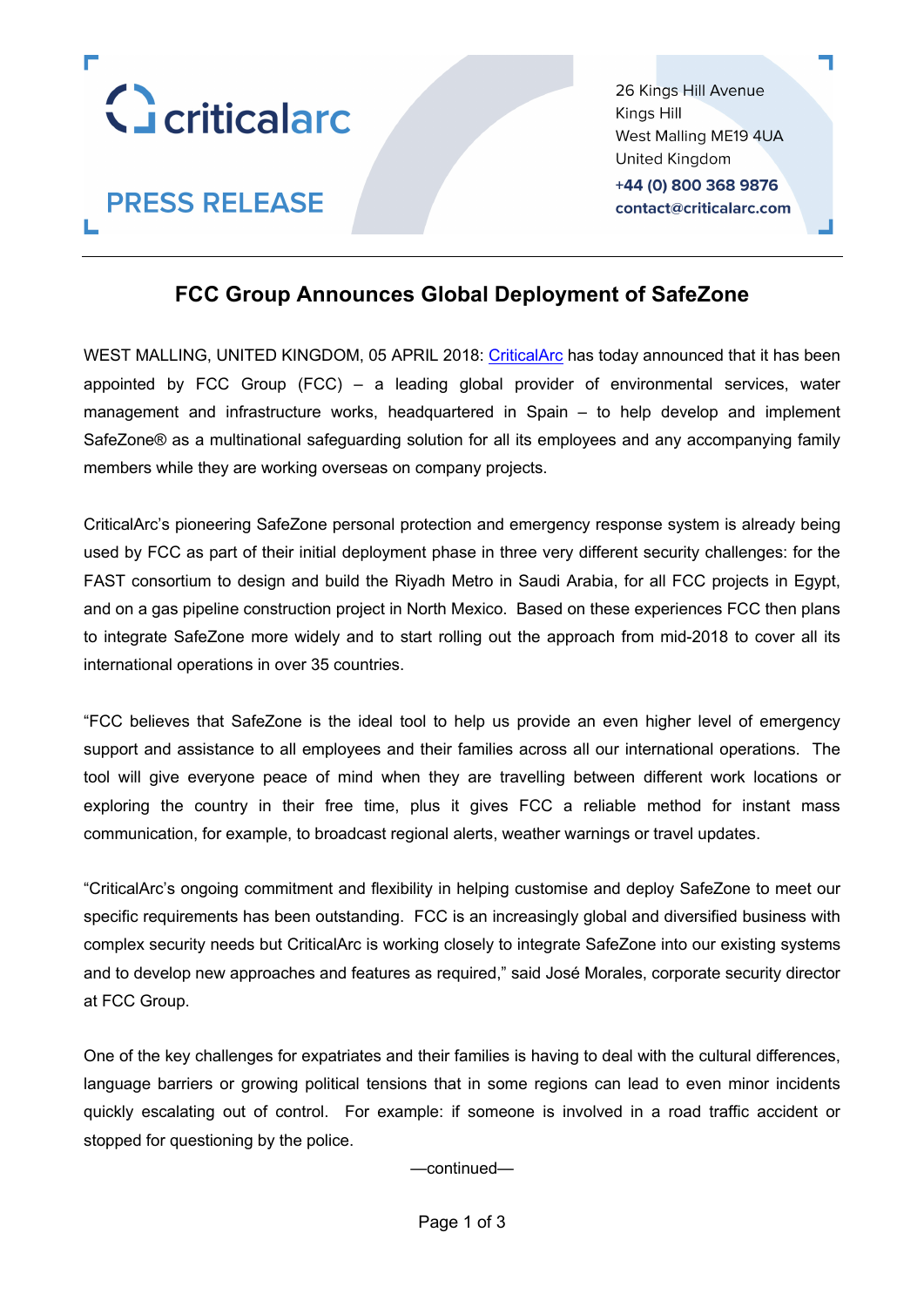criticalarc

**PRESS RELEASE**

26 Kings Hill Avenue
Kings Hill
West Malling ME19 4UA
United Kingdom
**+44 (0) 800 368 9876**
**contact@criticalarc.com**

---

# FCC Group Announces Global Deployment of SafeZone

WEST MALLING, UNITED KINGDOM, 05 APRIL 2018: CriticalArc has today announced that it has been appointed by FCC Group (FCC) – a leading global provider of environmental services, water management and infrastructure works, headquartered in Spain – to help develop and implement SafeZone® as a multinational safeguarding solution for all its employees and any accompanying family members while they are working overseas on company projects.

CriticalArc's pioneering SafeZone personal protection and emergency response system is already being used by FCC as part of their initial deployment phase in three very different security challenges: for the FAST consortium to design and build the Riyadh Metro in Saudi Arabia, for all FCC projects in Egypt, and on a gas pipeline construction project in North Mexico. Based on these experiences FCC then plans to integrate SafeZone more widely and to start rolling out the approach from mid-2018 to cover all its international operations in over 35 countries.

"FCC believes that SafeZone is the ideal tool to help us provide an even higher level of emergency support and assistance to all employees and their families across all our international operations. The tool will give everyone peace of mind when they are travelling between different work locations or exploring the country in their free time, plus it gives FCC a reliable method for instant mass communication, for example, to broadcast regional alerts, weather warnings or travel updates.

"CriticalArc's ongoing commitment and flexibility in helping customise and deploy SafeZone to meet our specific requirements has been outstanding. FCC is an increasingly global and diversified business with complex security needs but CriticalArc is working closely to integrate SafeZone into our existing systems and to develop new approaches and features as required," said José Morales, corporate security director at FCC Group.

One of the key challenges for expatriates and their families is having to deal with the cultural differences, language barriers or growing political tensions that in some regions can lead to even minor incidents quickly escalating out of control. For example: if someone is involved in a road traffic accident or stopped for questioning by the police.

—continued—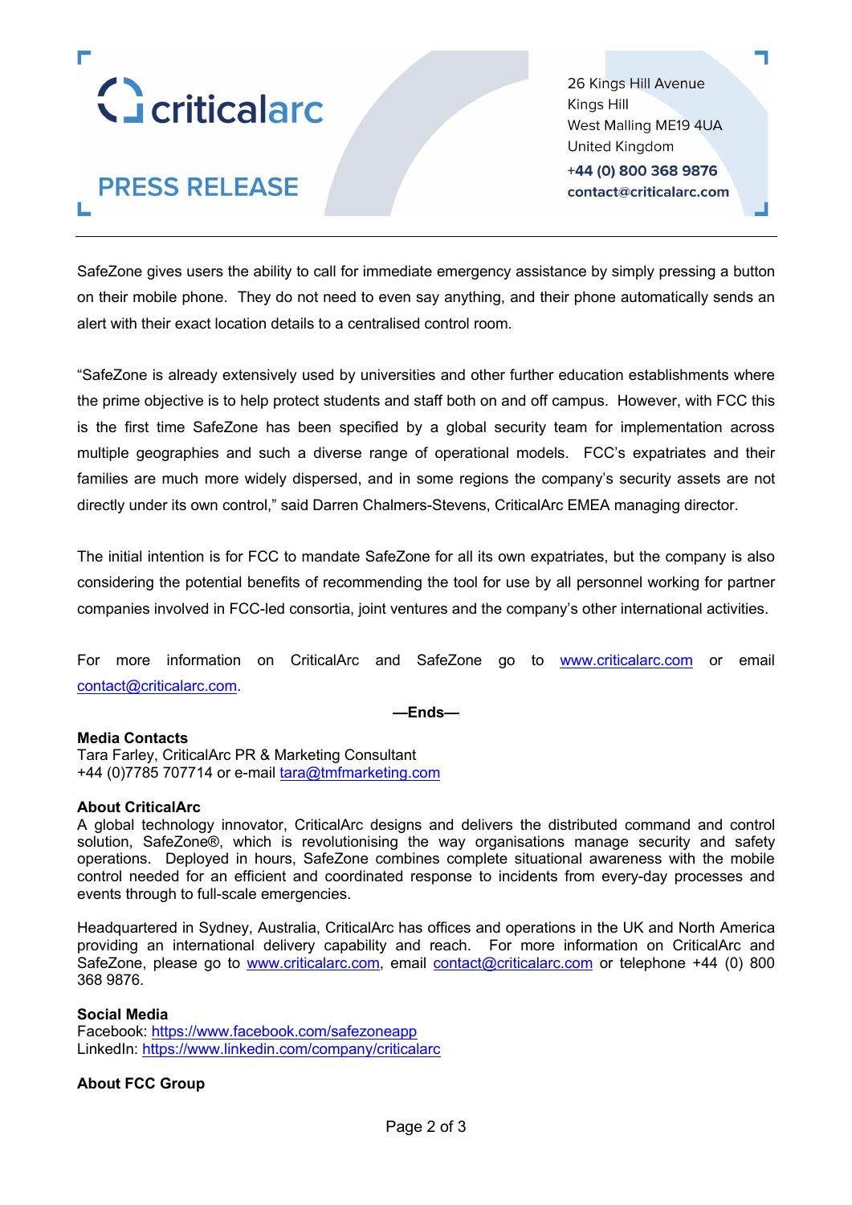SafeZone gives users the ability to call for immediate emergency assistance by simply pressing a button on their mobile phone. They do not need to even say anything, and their phone automatically sends an alert with their exact location details to a centralised control room.

"SafeZone is already extensively used by universities and other further education establishments where the prime objective is to help protect students and staff both on and off campus. However, with FCC this is the first time SafeZone has been specified by a global security team for implementation across multiple geographies and such a diverse range of operational models. FCC's expatriates and their families are much more widely dispersed, and in some regions the company's security assets are not directly under its own control," said Darren Chalmers-Stevens, CriticalArc EMEA managing director.

The initial intention is for FCC to mandate SafeZone for all its own expatriates, but the company is also considering the potential benefits of recommending the tool for use by all personnel working for partner companies involved in FCC-led consortia, joint ventures and the company's other international activities.

For more information on CriticalArc and SafeZone go to www.criticalarc.com or email contact@criticalarc.com.

**—Ends—**

**Media Contacts**
Tara Farley, CriticalArc PR & Marketing Consultant
+44 (0)7785 707714 or e-mail tara@tmfmarketing.com

**About CriticalArc**
A global technology innovator, CriticalArc designs and delivers the distributed command and control solution, SafeZone®, which is revolutionising the way organisations manage security and safety operations. Deployed in hours, SafeZone combines complete situational awareness with the mobile control needed for an efficient and coordinated response to incidents from every-day processes and events through to full-scale emergencies.

Headquartered in Sydney, Australia, CriticalArc has offices and operations in the UK and North America providing an international delivery capability and reach. For more information on CriticalArc and SafeZone, please go to www.criticalarc.com, email contact@criticalarc.com or telephone +44 (0) 800 368 9876.

**Social Media**
Facebook: https://www.facebook.com/safezoneapp
LinkedIn: https://www.linkedin.com/company/criticalarc

**About FCC Group**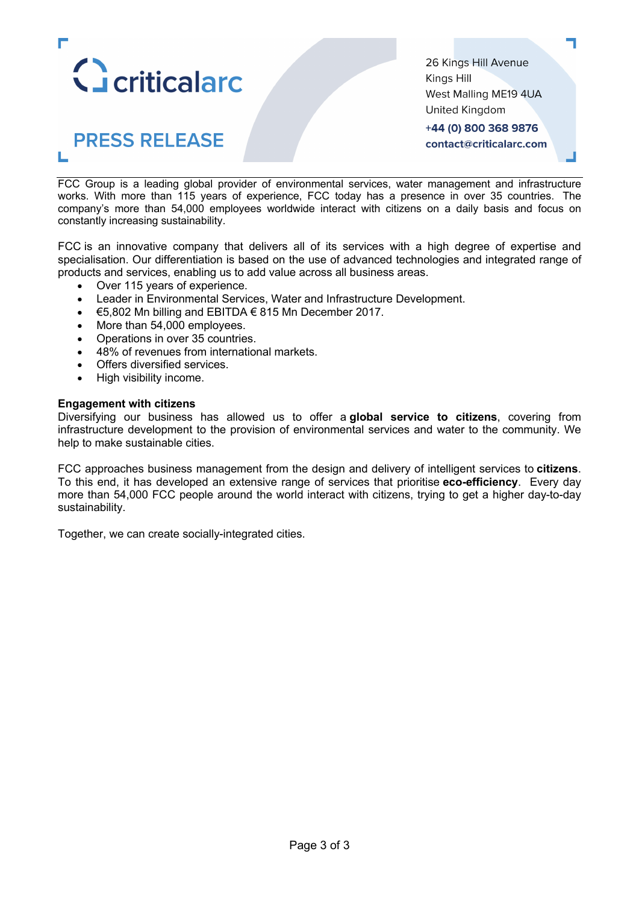criticalarc

# PRESS RELEASE

26 Kings Hill Avenue
Kings Hill
West Malling ME19 4UA
United Kingdom
+44 (0) 800 368 9876
contact@criticalarc.com

FCC Group is a leading global provider of environmental services, water management and infrastructure works. With more than 115 years of experience, FCC today has a presence in over 35 countries. The company's more than 54,000 employees worldwide interact with citizens on a daily basis and focus on constantly increasing sustainability.

FCC is an innovative company that delivers all of its services with a high degree of expertise and specialisation. Our differentiation is based on the use of advanced technologies and integrated range of products and services, enabling us to add value across all business areas.

- Over 115 years of experience.
- Leader in Environmental Services, Water and Infrastructure Development.
- €5,802 Mn billing and EBITDA € 815 Mn December 2017.
- More than 54,000 employees.
- Operations in over 35 countries.
- 48% of revenues from international markets.
- Offers diversified services.
- High visibility income.

**Engagement with citizens**
Diversifying our business has allowed us to offer a **global service to citizens**, covering from infrastructure development to the provision of environmental services and water to the community. We help to make sustainable cities.

FCC approaches business management from the design and delivery of intelligent services to **citizens**. To this end, it has developed an extensive range of services that prioritise **eco-efficiency**. Every day more than 54,000 FCC people around the world interact with citizens, trying to get a higher day-to-day sustainability.

Together, we can create socially-integrated cities.